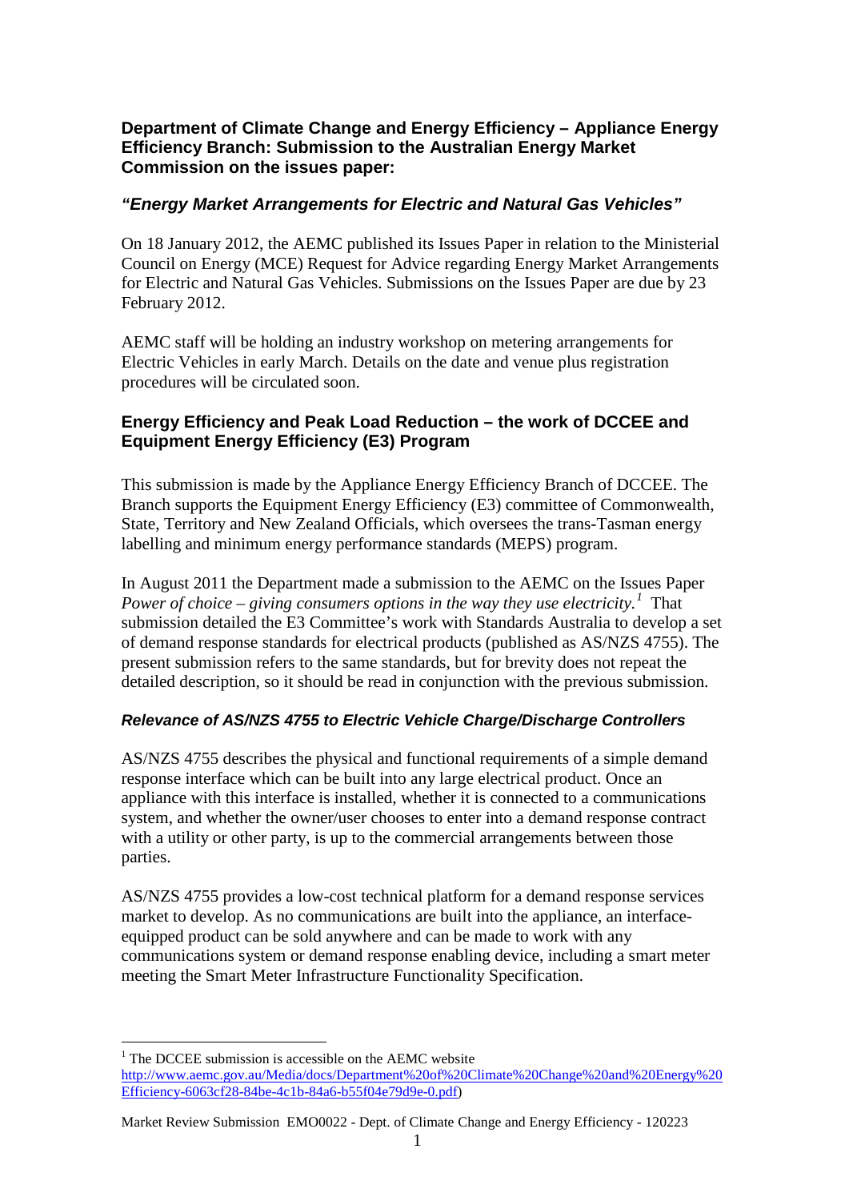**Department of Climate Change and Energy Efficiency – Appliance Energy Efficiency Branch: Submission to the Australian Energy Market Commission on the issues paper:**

***"Energy Market Arrangements for Electric and Natural Gas Vehicles"***

On 18 January 2012, the AEMC published its Issues Paper in relation to the Ministerial Council on Energy (MCE) Request for Advice regarding Energy Market Arrangements for Electric and Natural Gas Vehicles. Submissions on the Issues Paper are due by 23 February 2012.

AEMC staff will be holding an industry workshop on metering arrangements for Electric Vehicles in early March. Details on the date and venue plus registration procedures will be circulated soon.

## Energy Efficiency and Peak Load Reduction – the work of DCCEE and Equipment Energy Efficiency (E3) Program

This submission is made by the Appliance Energy Efficiency Branch of DCCEE. The Branch supports the Equipment Energy Efficiency (E3) committee of Commonwealth, State, Territory and New Zealand Officials, which oversees the trans-Tasman energy labelling and minimum energy performance standards (MEPS) program.

In August 2011 the Department made a submission to the AEMC on the Issues Paper *Power of choice – giving consumers options in the way they use electricity.*[1] That submission detailed the E3 Committee's work with Standards Australia to develop a set of demand response standards for electrical products (published as AS/NZS 4755). The present submission refers to the same standards, but for brevity does not repeat the detailed description, so it should be read in conjunction with the previous submission.

### *Relevance of AS/NZS 4755 to Electric Vehicle Charge/Discharge Controllers*

AS/NZS 4755 describes the physical and functional requirements of a simple demand response interface which can be built into any large electrical product. Once an appliance with this interface is installed, whether it is connected to a communications system, and whether the owner/user chooses to enter into a demand response contract with a utility or other party, is up to the commercial arrangements between those parties.

AS/NZS 4755 provides a low-cost technical platform for a demand response services market to develop. As no communications are built into the appliance, an interface-equipped product can be sold anywhere and can be made to work with any communications system or demand response enabling device, including a smart meter meeting the Smart Meter Infrastructure Functionality Specification.

[1] The DCCEE submission is accessible on the AEMC website http://www.aemc.gov.au/Media/docs/Department%20of%20Climate%20Change%20and%20Energy%20Efficiency-6063cf28-84be-4c1b-84a6-b55f04e79d9e-0.pdf)

Market Review Submission EMO0022 - Dept. of Climate Change and Energy Efficiency - 120223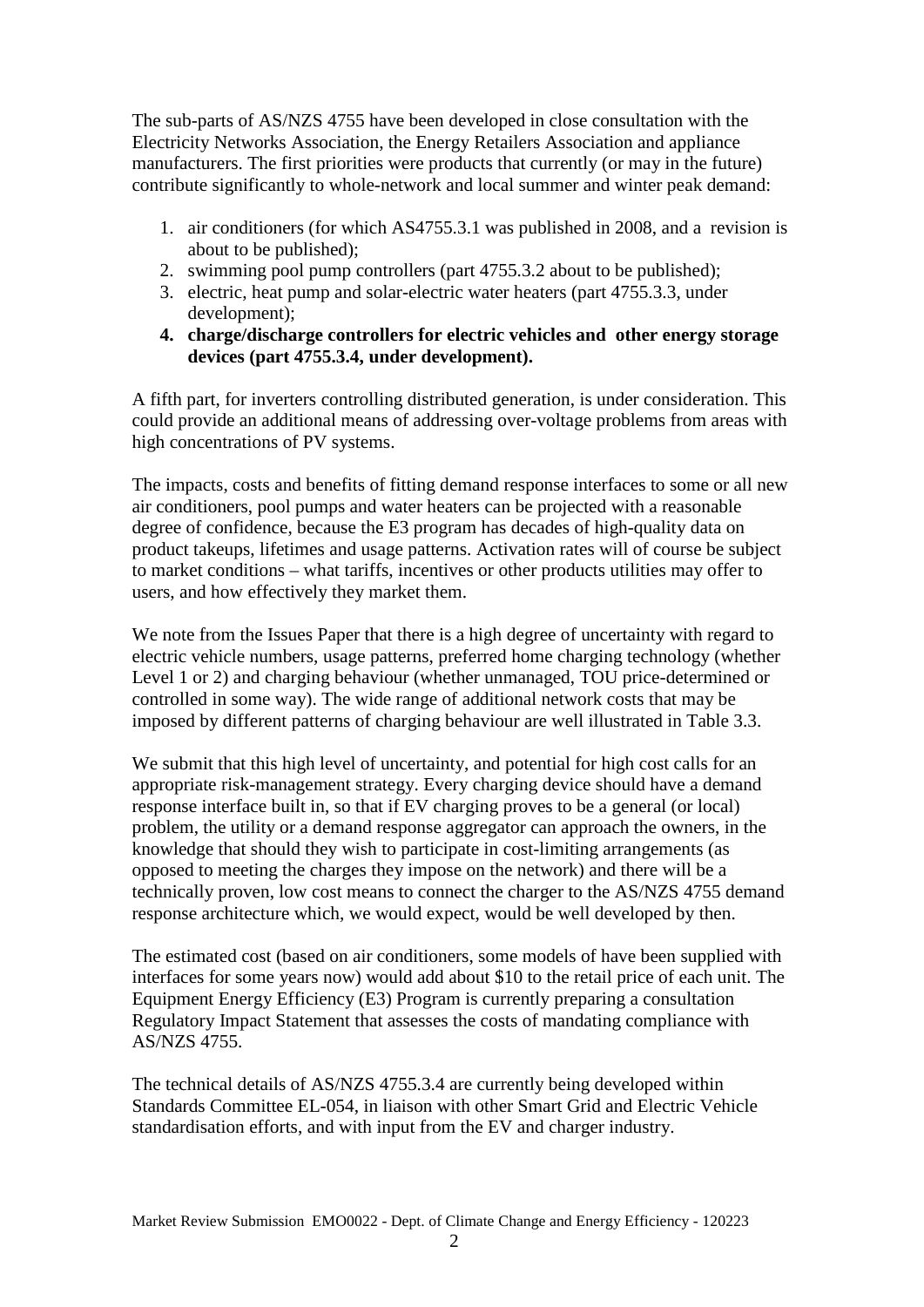The sub-parts of AS/NZS 4755 have been developed in close consultation with the Electricity Networks Association, the Energy Retailers Association and appliance manufacturers. The first priorities were products that currently (or may in the future) contribute significantly to whole-network and local summer and winter peak demand:

1. air conditioners (for which AS4755.3.1 was published in 2008, and a revision is about to be published);
2. swimming pool pump controllers (part 4755.3.2 about to be published);
3. electric, heat pump and solar-electric water heaters (part 4755.3.3, under development);
4. **charge/discharge controllers for electric vehicles and other energy storage devices (part 4755.3.4, under development).**

A fifth part, for inverters controlling distributed generation, is under consideration. This could provide an additional means of addressing over-voltage problems from areas with high concentrations of PV systems.

The impacts, costs and benefits of fitting demand response interfaces to some or all new air conditioners, pool pumps and water heaters can be projected with a reasonable degree of confidence, because the E3 program has decades of high-quality data on product takeups, lifetimes and usage patterns. Activation rates will of course be subject to market conditions – what tariffs, incentives or other products utilities may offer to users, and how effectively they market them.

We note from the Issues Paper that there is a high degree of uncertainty with regard to electric vehicle numbers, usage patterns, preferred home charging technology (whether Level 1 or 2) and charging behaviour (whether unmanaged, TOU price-determined or controlled in some way). The wide range of additional network costs that may be imposed by different patterns of charging behaviour are well illustrated in Table 3.3.

We submit that this high level of uncertainty, and potential for high cost calls for an appropriate risk-management strategy. Every charging device should have a demand response interface built in, so that if EV charging proves to be a general (or local) problem, the utility or a demand response aggregator can approach the owners, in the knowledge that should they wish to participate in cost-limiting arrangements (as opposed to meeting the charges they impose on the network) and there will be a technically proven, low cost means to connect the charger to the AS/NZS 4755 demand response architecture which, we would expect, would be well developed by then.

The estimated cost (based on air conditioners, some models of have been supplied with interfaces for some years now) would add about $10 to the retail price of each unit. The Equipment Energy Efficiency (E3) Program is currently preparing a consultation Regulatory Impact Statement that assesses the costs of mandating compliance with AS/NZS 4755.

The technical details of AS/NZS 4755.3.4 are currently being developed within Standards Committee EL-054, in liaison with other Smart Grid and Electric Vehicle standardisation efforts, and with input from the EV and charger industry.